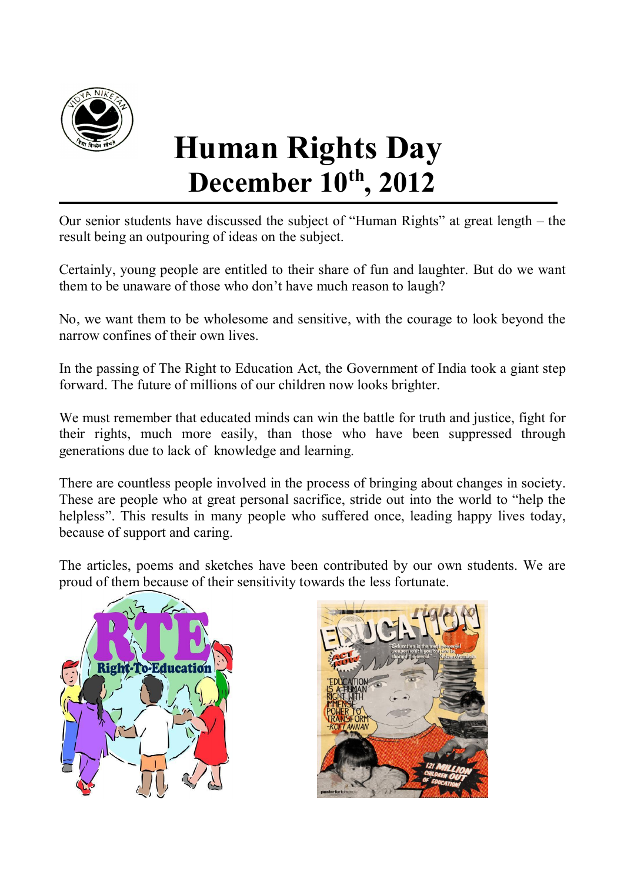# Human Rights Day
## December 10th, 2012

Our senior students have discussed the subject of “Human Rights” at great length – the result being an outpouring of ideas on the subject.

Certainly, young people are entitled to their share of fun and laughter. But do we want them to be unaware of those who don’t have much reason to laugh?

No, we want them to be wholesome and sensitive, with the courage to look beyond the narrow confines of their own lives.

In the passing of The Right to Education Act, the Government of India took a giant step forward. The future of millions of our children now looks brighter.

We must remember that educated minds can win the battle for truth and justice, fight for their rights, much more easily, than those who have been suppressed through generations due to lack of knowledge and learning.

There are countless people involved in the process of bringing about changes in society. These are people who at great personal sacrifice, stride out into the world to “help the helpless”. This results in many people who suffered once, leading happy lives today, because of support and caring.

The articles, poems and sketches have been contributed by our own students. We are proud of them because of their sensitivity towards the less fortunate.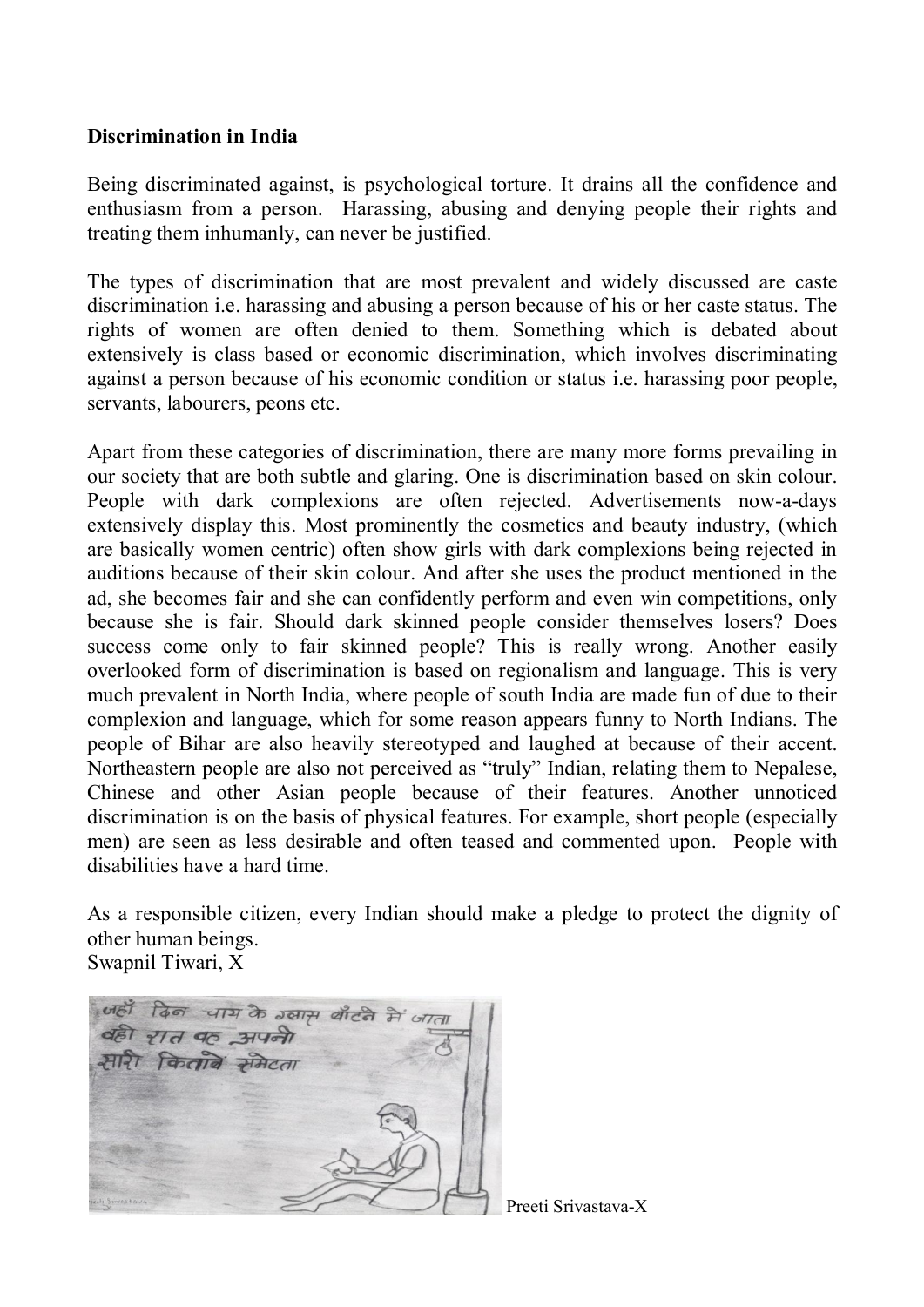**Discrimination in India**

Being discriminated against, is psychological torture. It drains all the confidence and enthusiasm from a person. Harassing, abusing and denying people their rights and treating them inhumanly, can never be justified.

The types of discrimination that are most prevalent and widely discussed are caste discrimination i.e. harassing and abusing a person because of his or her caste status. The rights of women are often denied to them. Something which is debated about extensively is class based or economic discrimination, which involves discriminating against a person because of his economic condition or status i.e. harassing poor people, servants, labourers, peons etc.

Apart from these categories of discrimination, there are many more forms prevailing in our society that are both subtle and glaring. One is discrimination based on skin colour. People with dark complexions are often rejected. Advertisements now-a-days extensively display this. Most prominently the cosmetics and beauty industry, (which are basically women centric) often show girls with dark complexions being rejected in auditions because of their skin colour. And after she uses the product mentioned in the ad, she becomes fair and she can confidently perform and even win competitions, only because she is fair. Should dark skinned people consider themselves losers? Does success come only to fair skinned people? This is really wrong. Another easily overlooked form of discrimination is based on regionalism and language. This is very much prevalent in North India, where people of south India are made fun of due to their complexion and language, which for some reason appears funny to North Indians. The people of Bihar are also heavily stereotyped and laughed at because of their accent. Northeastern people are also not perceived as "truly" Indian, relating them to Nepalese, Chinese and other Asian people because of their features. Another unnoticed discrimination is on the basis of physical features. For example, short people (especially men) are seen as less desirable and often teased and commented upon. People with disabilities have a hard time.

As a responsible citizen, every Indian should make a pledge to protect the dignity of other human beings.

Swapnil Tiwari, X

जहाँ दिन चाय के ग्लास बाँटने में जाता
वहीं रात वह अपनी
सारी किताबें समेटता

Preeti Srivastava-X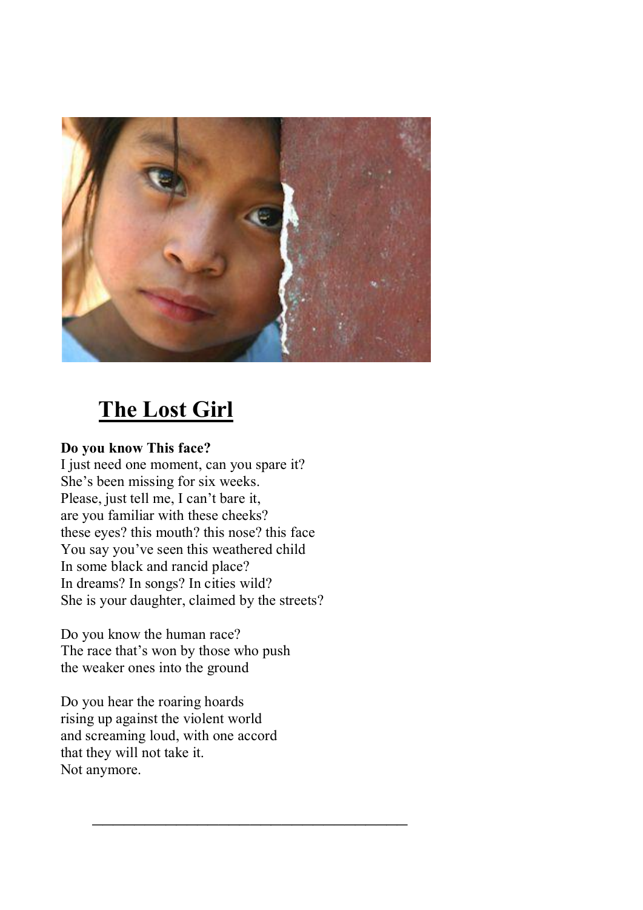# The Lost Girl

**Do you know This face?**
I just need one moment, can you spare it?
She's been missing for six weeks.
Please, just tell me, I can't bare it,
are you familiar with these cheeks?
these eyes? this mouth? this nose? this face
You say you've seen this weathered child
In some black and rancid place?
In dreams? In songs? In cities wild?
She is your daughter, claimed by the streets?

Do you know the human race?
The race that's won by those who push
the weaker ones into the ground

Do you hear the roaring hoards
rising up against the violent world
and screaming loud, with one accord
that they will not take it.
Not anymore.

---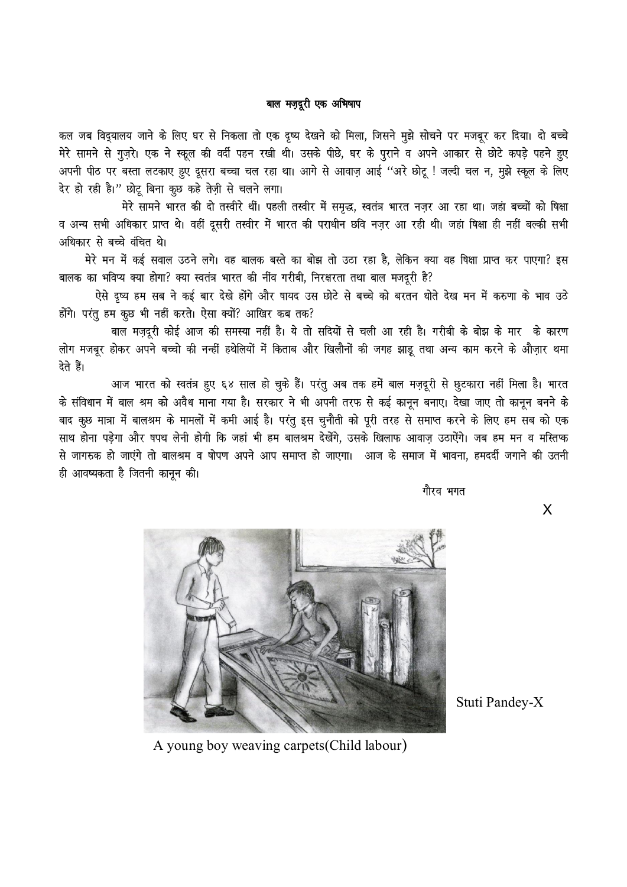## बाल मज़दूरी एक अभिषाप

कल जब विद्यालय जाने के लिए घर से निकला तो एक दृष्य देखने को मिला, जिसने मुझे सोचने पर मजबूर कर दिया। दो बच्चे मेरे सामने से गुज़रे। एक ने स्कूल की वर्दी पहन रखी थी। उसके पीछे, घर के पुराने व अपने आकार से छोटे कपड़े पहने हुए अपनी पीठ पर बस्ता लटकाए हुए दूसरा बच्चा चल रहा था। आगे से आवाज़ आई ''अरे छोटू ! जल्दी चल न, मुझे स्कूल के लिए देर हो रही है।'' छोटू बिना कुछ कहे तेज़ी से चलने लगा।

मेरे सामने भारत की दो तस्वीरे थीं। पहली तस्वीर में समृद्ध, स्वतंत्र भारत नज़र आ रहा था। जहां बच्चों को षिक्षा व अन्य सभी अधिकार प्राप्त थे। वहीं दूसरी तस्वीर में भारत की पराधीन छवि नज़र आ रही थी। जहां षिक्षा ही नहीं बल्की सभी अधिकार से बच्चे वंचित थे।

मेरे मन में कई सवाल उठने लगे। वह बालक बस्ते का बोझ तो उठा रहा है, लेकिन क्या वह षिक्षा प्राप्त कर पाएगा? इस बालक का भविष्य क्या होगा? क्या स्वतंत्र भारत की नींव गरीबी, निरक्षरता तथा बाल मजदूरी है?

ऐसे दृष्य हम सब ने कई बार देखे होंगे और षायद उस छोटे से बच्चे को बरतन धोते देख मन में करुणा के भाव उठे होंगे। परंतु हम कुछ भी नहीं करते। ऐसा क्यों? आखिर कब तक?

बाल मज़दूरी कोई आज की समस्या नहीं है। ये तो सदियों से चली आ रही है। गरीबी के बोझ के मार के कारण लोग मजबूर होकर अपने बच्चो की नन्हीं हथेलियों में किताब और खिलौनों की जगह झाड़ू तथा अन्य काम करने के औज़ार थमा देते हैं।

आज भारत को स्वतंत्र हुए ६४ साल हो चुके हैं। परंतु अब तक हमें बाल मज़दूरी से छुटकारा नहीं मिला है। भारत के संविधान में बाल श्रम को अवैध माना गया है। सरकार ने भी अपनी तरफ से कई कानून बनाए। देखा जाए तो कानून बनने के बाद कुछ मात्रा में बालश्रम के मामलों में कमी आई है। परंतु इस चुनौती को पूरी तरह से समाप्त करने के लिए हम सब को एक साथ होना पड़ेगा और षपथ लेनी होगी कि जहां भी हम बालश्रम देखेंगे, उसके खिलाफ आवाज़ उठाऐंगे। जब हम मन व मस्तिष्क से जागरुक हो जाएंगे तो बालश्रम व षोपण अपने आप समाप्त हो जाएगा। आज के समाज में भावना, हमदर्दी जगाने की उतनी ही आवष्यकता है जितनी कानून की।

गौरव भगत

X

Stuti Pandey-X

A young boy weaving carpets(Child labour)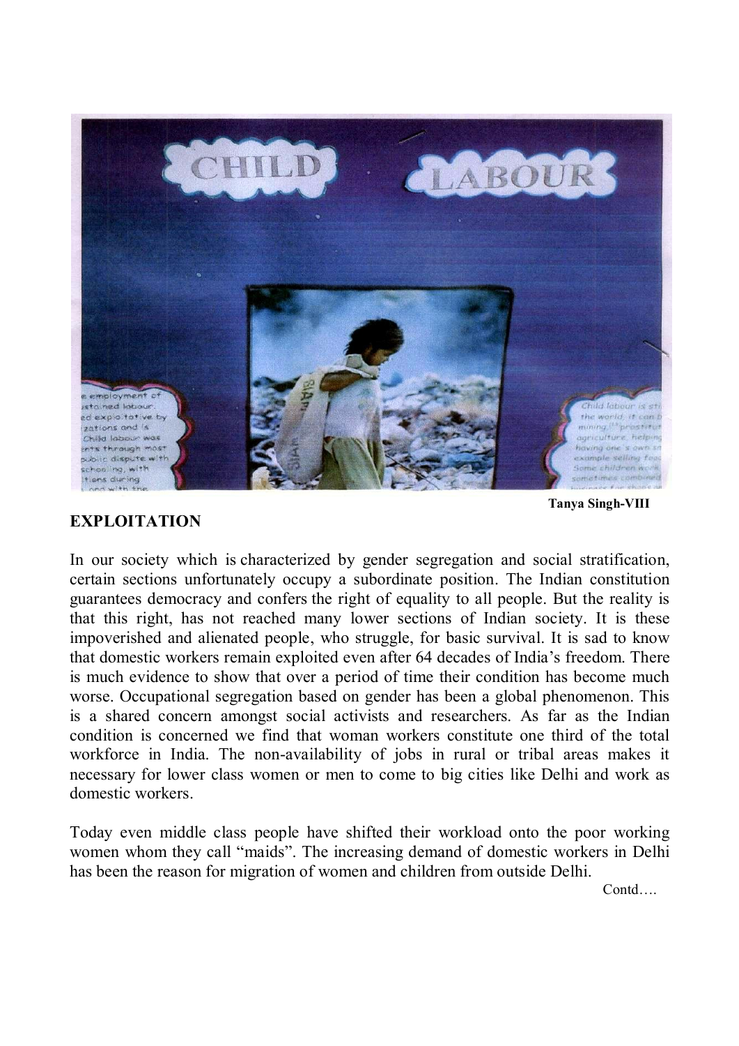Tanya Singh-VIII

## EXPLOITATION

In our society which is characterized by gender segregation and social stratification, certain sections unfortunately occupy a subordinate position. The Indian constitution guarantees democracy and confers the right of equality to all people. But the reality is that this right, has not reached many lower sections of Indian society. It is these impoverished and alienated people, who struggle, for basic survival. It is sad to know that domestic workers remain exploited even after 64 decades of India's freedom. There is much evidence to show that over a period of time their condition has become much worse. Occupational segregation based on gender has been a global phenomenon. This is a shared concern amongst social activists and researchers. As far as the Indian condition is concerned we find that woman workers constitute one third of the total workforce in India. The non-availability of jobs in rural or tribal areas makes it necessary for lower class women or men to come to big cities like Delhi and work as domestic workers.

Today even middle class people have shifted their workload onto the poor working women whom they call "maids". The increasing demand of domestic workers in Delhi has been the reason for migration of women and children from outside Delhi.

Contd….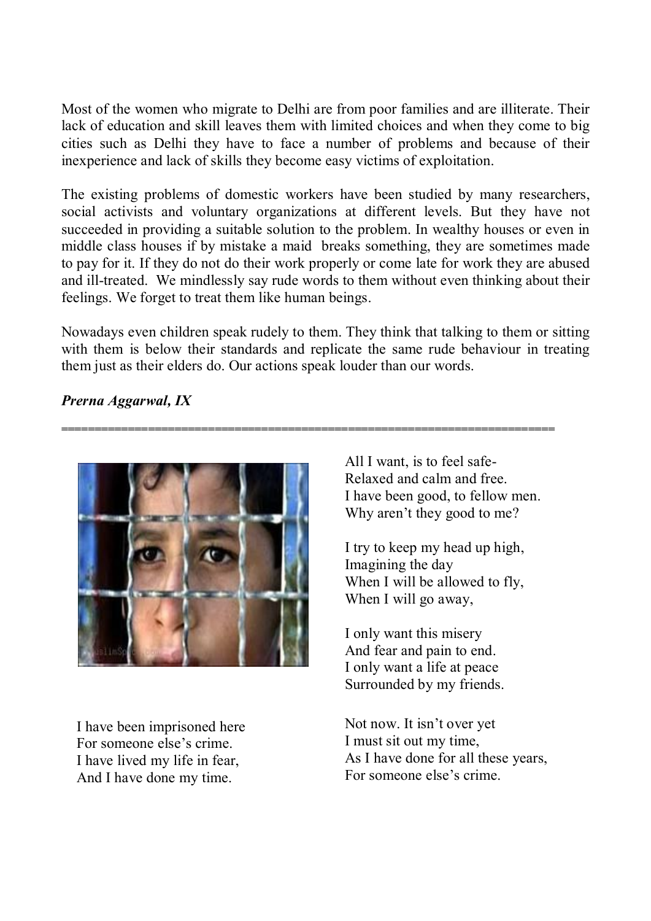Most of the women who migrate to Delhi are from poor families and are illiterate. Their lack of education and skill leaves them with limited choices and when they come to big cities such as Delhi they have to face a number of problems and because of their inexperience and lack of skills they become easy victims of exploitation.

The existing problems of domestic workers have been studied by many researchers, social activists and voluntary organizations at different levels. But they have not succeeded in providing a suitable solution to the problem. In wealthy houses or even in middle class houses if by mistake a maid breaks something, they are sometimes made to pay for it. If they do not do their work properly or come late for work they are abused and ill-treated. We mindlessly say rude words to them without even thinking about their feelings. We forget to treat them like human beings.

Nowadays even children speak rudely to them. They think that talking to them or sitting with them is below their standards and replicate the same rude behaviour in treating them just as their elders do. Our actions speak louder than our words.

***Prerna Aggarwal, IX***

---

I have been imprisoned here  
For someone else's crime.  
I have lived my life in fear,  
And I have done my time.

All I want, is to feel safe-  
Relaxed and calm and free.  
I have been good, to fellow men.  
Why aren't they good to me?

I try to keep my head up high,  
Imagining the day  
When I will be allowed to fly,  
When I will go away,

I only want this misery  
And fear and pain to end.  
I only want a life at peace  
Surrounded by my friends.

Not now. It isn't over yet  
I must sit out my time,  
As I have done for all these years,  
For someone else's crime.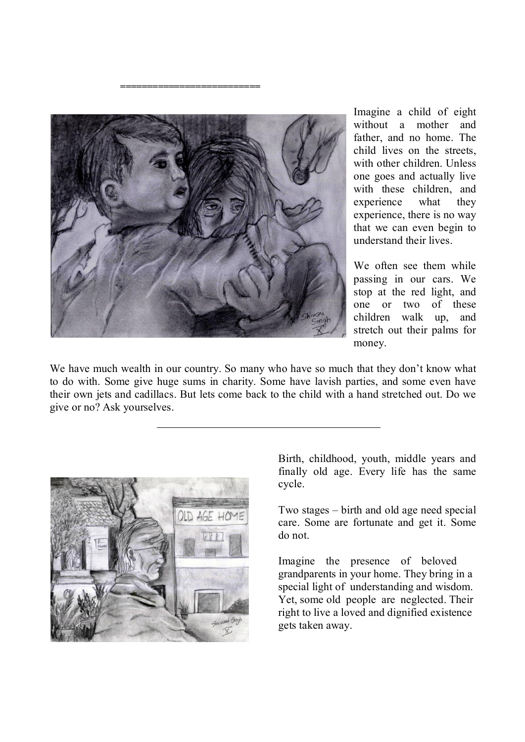========================

Imagine a child of eight without a mother and father, and no home. The child lives on the streets, with other children. Unless one goes and actually live with these children, and experience what they experience, there is no way that we can even begin to understand their lives.

We often see them while passing in our cars. We stop at the red light, and one or two of these children walk up, and stretch out their palms for money.

We have much wealth in our country. So many who have so much that they don't know what to do with. Some give huge sums in charity. Some have lavish parties, and some even have their own jets and cadillacs. But lets come back to the child with a hand stretched out. Do we give or no? Ask yourselves.

---

Birth, childhood, youth, middle years and finally old age. Every life has the same cycle.

Two stages – birth and old age need special care. Some are fortunate and get it. Some do not.

Imagine the presence of beloved grandparents in your home. They bring in a special light of understanding and wisdom. Yet, some old people are neglected. Their right to live a loved and dignified existence gets taken away.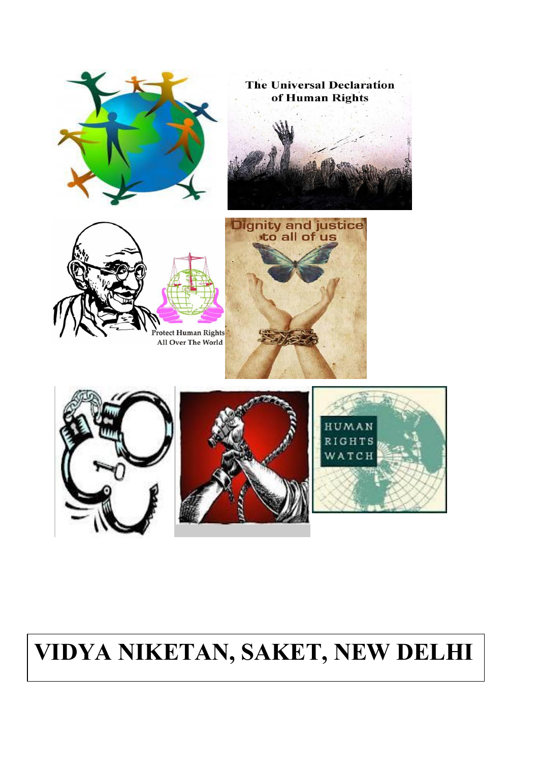The Universal Declaration of Human Rights

Protect Human Rights All Over The World

Dignity and justice to all of us

HUMAN RIGHTS WATCH

# VIDYA NIKETAN, SAKET, NEW DELHI